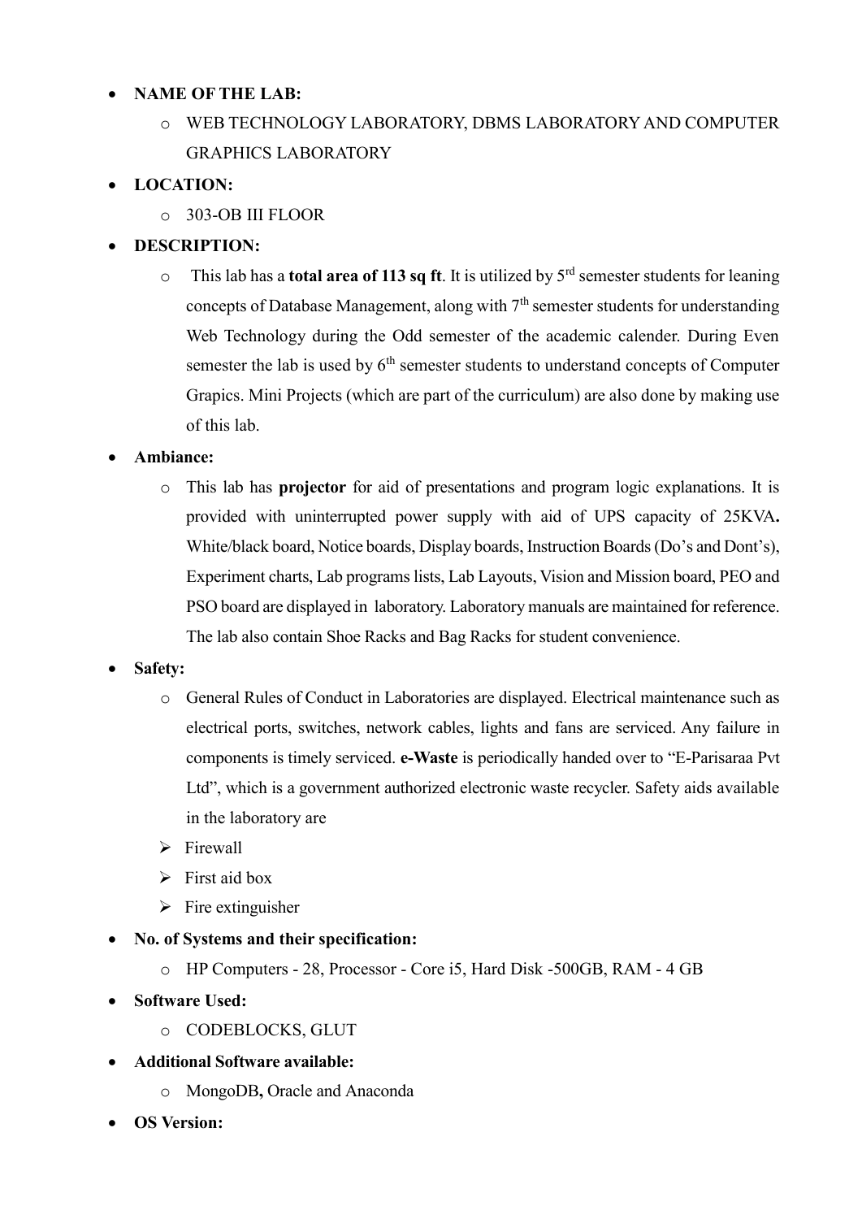- **NAME OF THE LAB:**
    - WEB TECHNOLOGY LABORATORY, DBMS LABORATORY AND COMPUTER GRAPHICS LABORATORY
- **LOCATION:**
    - 303-OB III FLOOR
- **DESCRIPTION:**
    - This lab has a **total area of 113 sq ft**. It is utilized by 5rd semester students for leaning concepts of Database Management, along with 7th semester students for understanding Web Technology during the Odd semester of the academic calender. During Even semester the lab is used by 6th semester students to understand concepts of Computer Grapics. Mini Projects (which are part of the curriculum) are also done by making use of this lab.
- **Ambiance:**
    - This lab has **projector** for aid of presentations and program logic explanations. It is provided with uninterrupted power supply with aid of UPS capacity of 25KVA**.** White/black board, Notice boards, Display boards, Instruction Boards (Do's and Dont's), Experiment charts, Lab programs lists, Lab Layouts, Vision and Mission board, PEO and PSO board are displayed in laboratory. Laboratory manuals are maintained for reference. The lab also contain Shoe Racks and Bag Racks for student convenience.
- **Safety:**
    - General Rules of Conduct in Laboratories are displayed. Electrical maintenance such as electrical ports, switches, network cables, lights and fans are serviced. Any failure in components is timely serviced. **e-Waste** is periodically handed over to "E-Parisaraa Pvt Ltd", which is a government authorized electronic waste recycler. Safety aids available in the laboratory are
    - Firewall
    - First aid box
    - Fire extinguisher
- **No. of Systems and their specification:**
    - HP Computers - 28, Processor - Core i5, Hard Disk -500GB, RAM - 4 GB
- **Software Used:**
    - CODEBLOCKS, GLUT
- **Additional Software available:**
    - MongoDB**,** Oracle and Anaconda
- **OS Version:**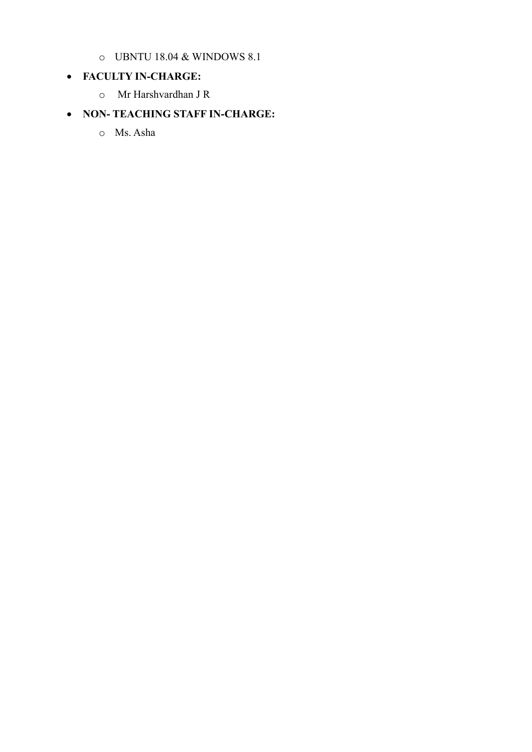- UBNTU 18.04 & WINDOWS 8.1
- **FACULTY IN-CHARGE:**
    - Mr Harshvardhan J R
- **NON- TEACHING STAFF IN-CHARGE:**
    - Ms. Asha